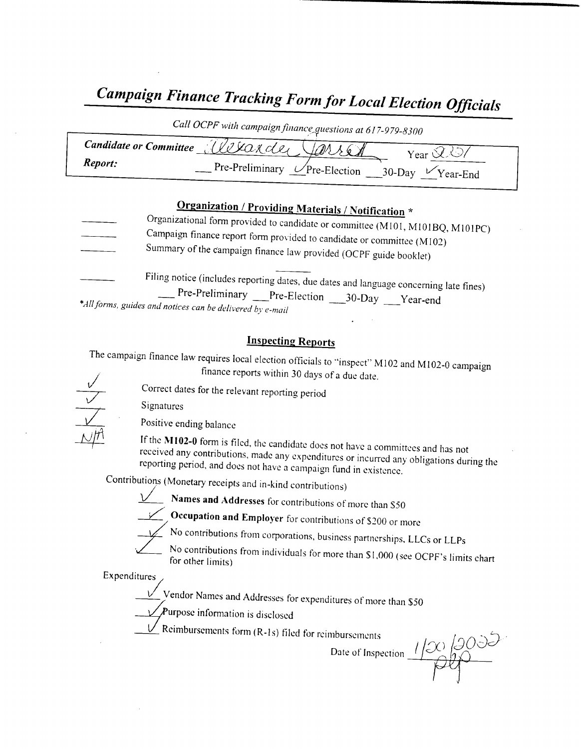# Campaign Finance Tracking Form for Local Election Officials

*Call OCPF with campaign finance questions at 617-979-8300*

**Candidate or Committee** Alexander Jarrett Year 2021

**Report:** ___ Pre-Preliminary ✓ Pre-Election ___ 30-Day ✓ Year-End

## Organization / Providing Materials / Notification *

___ Organizational form provided to candidate or committee (M101, M101BQ, M101PC)

___ Campaign finance report form provided to candidate or committee (M102)

___ Summary of the campaign finance law provided (OCPF guide booklet)

___ Filing notice (includes reporting dates, due dates and language concerning late fines)
___ Pre-Preliminary ___ Pre-Election ___ 30-Day ___ Year-end

*All forms, guides and notices can be delivered by e-mail*

## Inspecting Reports

The campaign finance law requires local election officials to "inspect" M102 and M102-0 campaign finance reports within 30 days of a due date.

✓ Correct dates for the relevant reporting period

✓ Signatures

✓ Positive ending balance

N/A If the **M102-0** form is filed, the candidate does not have a committees and has not received any contributions, made any expenditures or incurred any obligations during the reporting period, and does not have a campaign fund in existence.

Contributions (Monetary receipts and in-kind contributions)

✓ **Names and Addresses** for contributions of more than $50

✓ **Occupation and Employer** for contributions of $200 or more

✓ No contributions from corporations, business partnerships, LLCs or LLPs

✓ No contributions from individuals for more than $1,000 (see OCPF's limits chart for other limits)

Expenditures

✓ Vendor Names and Addresses for expenditures of more than $50

✓ Purpose information is disclosed

✓ Reimbursements form (R-1s) filed for reimbursements

Date of Inspection 1/20/2022 PLP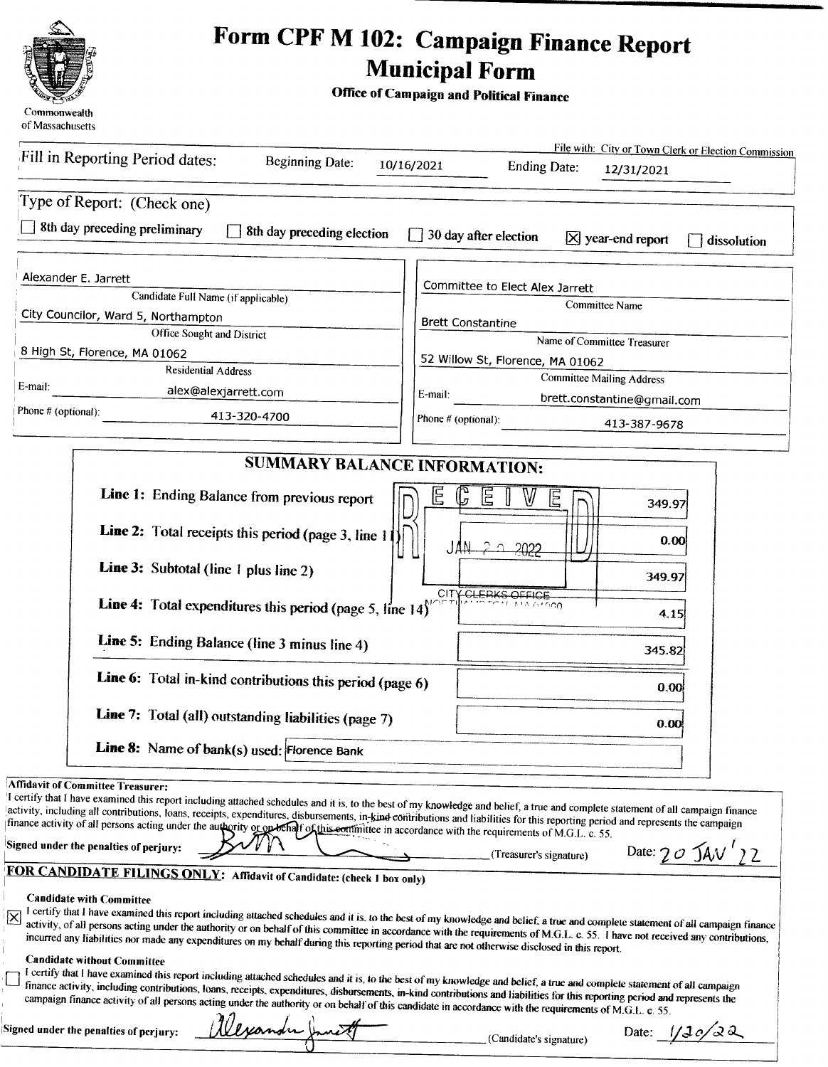# Form CPF M 102: Campaign Finance Report Municipal Form

**Office of Campaign and Political Finance**

Commonwealth of Massachusetts

File with: City or Town Clerk or Election Commission

Fill in Reporting Period dates: Beginning Date: 10/16/2021 Ending Date: 12/31/2021

Type of Report: (Check one)

- [ ] 8th day preceding preliminary
- [ ] 8th day preceding election
- [ ] 30 day after election
- [x] year-end report
- [ ] dissolution

| | |
|---|---|
| Alexander E. Jarrett | Committee to Elect Alex Jarrett |
| Candidate Full Name (if applicable) | Committee Name |
| City Councilor, Ward 5, Northampton | Brett Constantine |
| Office Sought and District | Name of Committee Treasurer |
| 8 High St, Florence, MA 01062 | 52 Willow St, Florence, MA 01062 |
| Residential Address | Committee Mailing Address |
| E-mail: alex@alexjarrett.com | E-mail: brett.constantine@gmail.com |
| Phone # (optional): 413-320-4700 | Phone # (optional): 413-387-9678 |

## SUMMARY BALANCE INFORMATION:

RECEIVED JAN 20 2022 CITY CLERKS OFFICE NORTHAMPTON, MA 01060

| | |
|---|---|
| **Line 1:** Ending Balance from previous report | 349.97 |
| **Line 2:** Total receipts this period (page 3, line 11) | 0.00 |
| **Line 3:** Subtotal (line 1 plus line 2) | 349.97 |
| **Line 4:** Total expenditures this period (page 5, line 14) | 4.15 |
| **Line 5:** Ending Balance (line 3 minus line 4) | 345.82 |
| **Line 6:** Total in-kind contributions this period (page 6) | 0.00 |
| **Line 7:** Total (all) outstanding liabilities (page 7) | 0.00 |
| **Line 8:** Name of bank(s) used: | Florence Bank |

**Affidavit of Committee Treasurer:**

I certify that I have examined this report including attached schedules and it is, to the best of my knowledge and belief, a true and complete statement of all campaign finance activity, including all contributions, loans, receipts, expenditures, disbursements, in-kind contributions and liabilities for this reporting period and represents the campaign finance activity of all persons acting under the authority or on behalf of this committee in accordance with the requirements of M.G.L. c. 55.

**Signed under the penalties of perjury:** [signature] (Treasurer's signature) Date: 20 JAN '22

## FOR CANDIDATE FILINGS ONLY: Affidavit of Candidate: (check 1 box only)

- [x] **Candidate with Committee**
  I certify that I have examined this report including attached schedules and it is, to the best of my knowledge and belief, a true and complete statement of all campaign finance activity, of all persons acting under the authority or on behalf of this committee in accordance with the requirements of M.G.L. c. 55. I have not received any contributions, incurred any liabilities nor made any expenditures on my behalf during this reporting period that are not otherwise disclosed in this report.

- [ ] **Candidate without Committee**
  I certify that I have examined this report including attached schedules and it is, to the best of my knowledge and belief, a true and complete statement of all campaign finance activity, including contributions, loans, receipts, expenditures, disbursements, in-kind contributions and liabilities for this reporting period and represents the campaign finance activity of all persons acting under the authority or on behalf of this candidate in accordance with the requirements of M.G.L. c. 55.

**Signed under the penalties of perjury:** Alexander Jarrett (Candidate's signature) Date: 1/20/22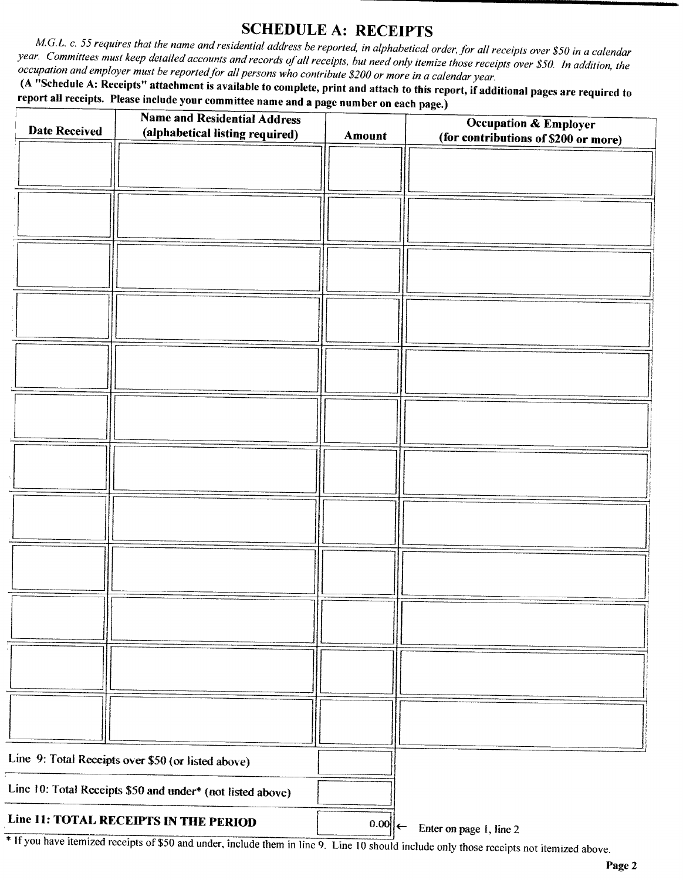# SCHEDULE A: RECEIPTS

*M.G.L. c. 55 requires that the name and residential address be reported, in alphabetical order, for all receipts over $50 in a calendar year. Committees must keep detailed accounts and records of all receipts, but need only itemize those receipts over $50. In addition, the occupation and employer must be reported for all persons who contribute $200 or more in a calendar year.*

**(A "Schedule A: Receipts" attachment is available to complete, print and attach to this report, if additional pages are required to report all receipts. Please include your committee name and a page number on each page.)**

| Date Received | Name and Residential Address (alphabetical listing required) | Amount | Occupation & Employer (for contributions of $200 or more) |
|---|---|---|---|
| | | | |
| | | | |
| | | | |
| | | | |
| | | | |
| | | | |
| | | | |
| | | | |
| | | | |
| | | | |
| | | | |
| | | | |

| | | |
|---|---|---|
| Line 9: Total Receipts over $50 (or listed above) | | |
| Line 10: Total Receipts $50 and under* (not listed above) | | |
| **Line 11: TOTAL RECEIPTS IN THE PERIOD** | 0.00 | ← Enter on page 1, line 2 |

* If you have itemized receipts of $50 and under, include them in line 9. Line 10 should include only those receipts not itemized above.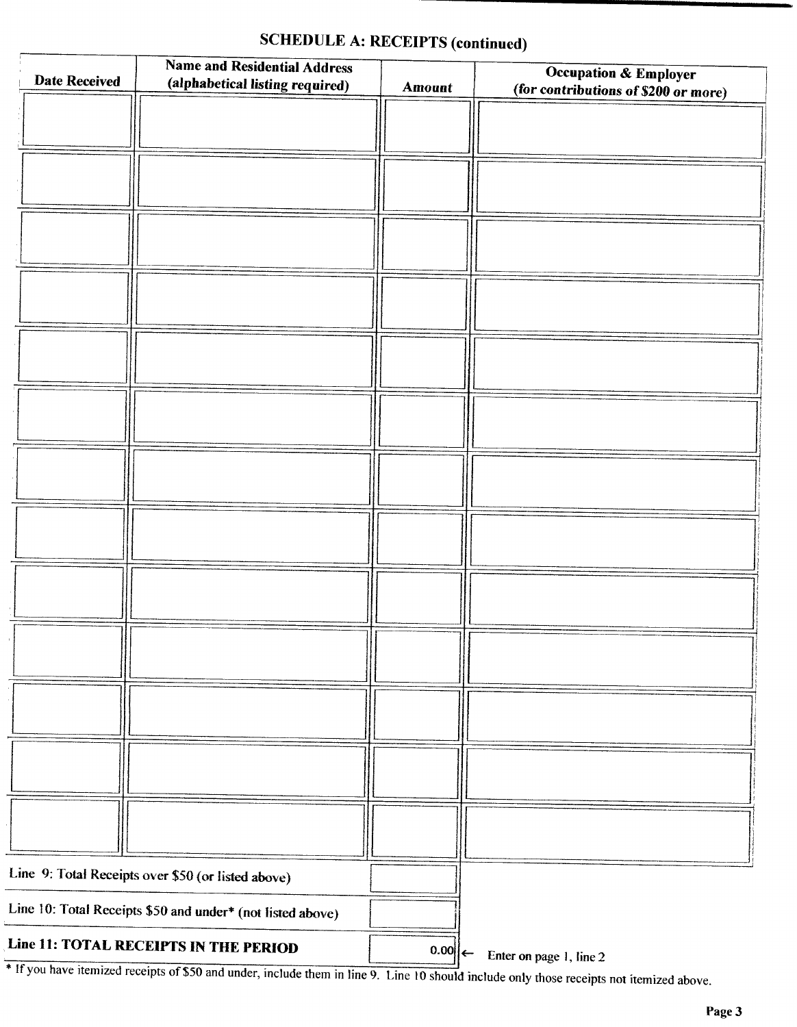## SCHEDULE A: RECEIPTS (continued)

| Date Received | Name and Residential Address (alphabetical listing required) | Amount | Occupation & Employer (for contributions of $200 or more) |
|---|---|---|---|
| | | | |
| | | | |
| | | | |
| | | | |
| | | | |
| | | | |
| | | | |
| | | | |
| | | | |
| | | | |
| | | | |
| | | | |
| | | | |

| | |
|---|---|
| Line 9: Total Receipts over $50 (or listed above) | |
| Line 10: Total Receipts $50 and under* (not listed above) | |
| **Line 11: TOTAL RECEIPTS IN THE PERIOD** | 0.00 ← Enter on page 1, line 2 |

* If you have itemized receipts of $50 and under, include them in line 9. Line 10 should include only those receipts not itemized above.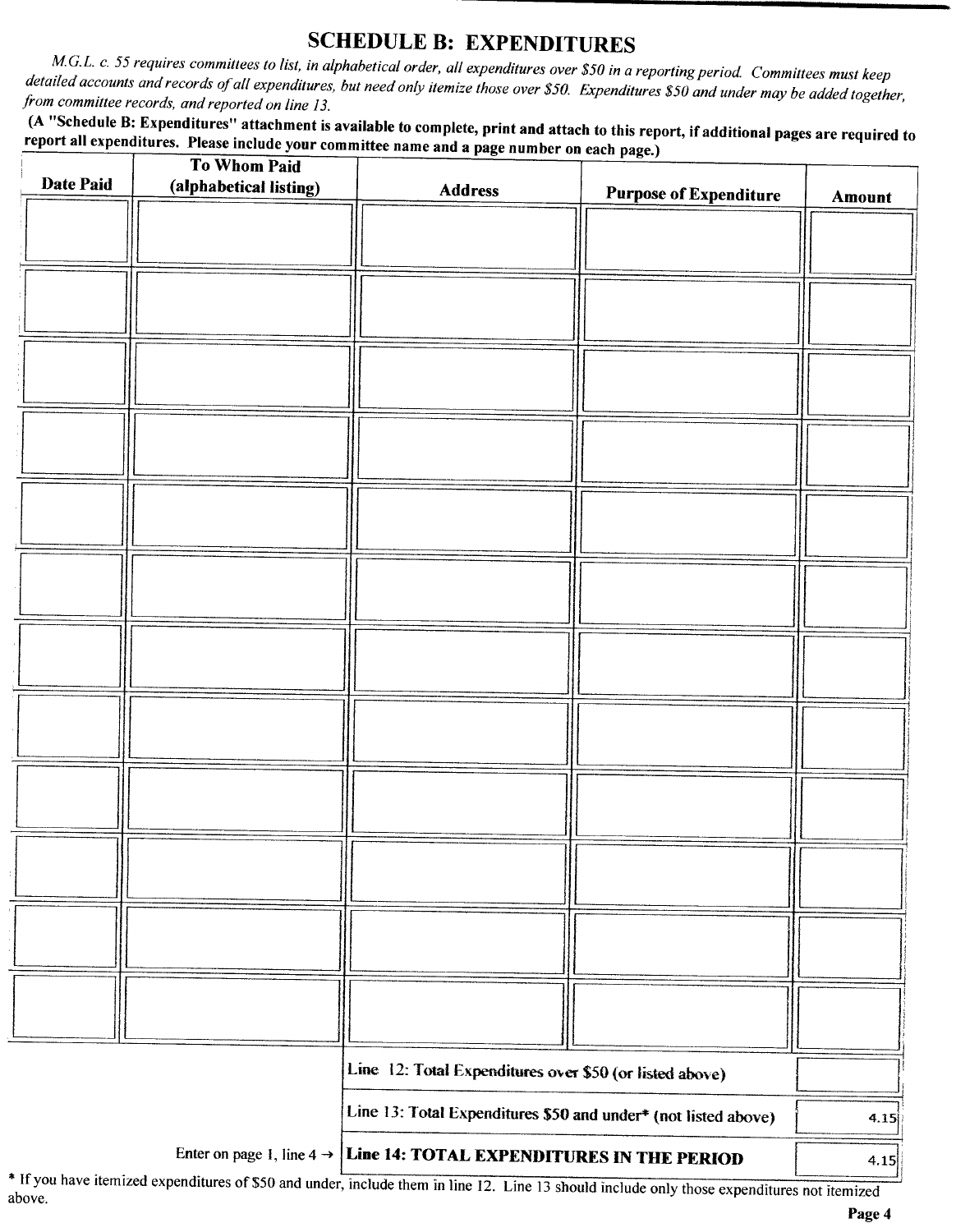# SCHEDULE B: EXPENDITURES

*M.G.L. c. 55 requires committees to list, in alphabetical order, all expenditures over $50 in a reporting period. Committees must keep detailed accounts and records of all expenditures, but need only itemize those over $50. Expenditures $50 and under may be added together, from committee records, and reported on line 13.*

**(A "Schedule B: Expenditures" attachment is available to complete, print and attach to this report, if additional pages are required to report all expenditures. Please include your committee name and a page number on each page.)**

| Date Paid | To Whom Paid (alphabetical listing) | Address | Purpose of Expenditure | Amount |
|---|---|---|---|---|
| | | | | |
| | | | | |
| | | | | |
| | | | | |
| | | | | |
| | | | | |
| | | | | |
| | | | | |
| | | | | |
| | | | | |
| | | | | |
| | | | | |

| | |
|---|---|
| Line 12: Total Expenditures over $50 (or listed above) | |
| Line 13: Total Expenditures $50 and under* (not listed above) | 4.15 |
| Enter on page 1, line 4 → **Line 14: TOTAL EXPENDITURES IN THE PERIOD** | 4.15 |

* If you have itemized expenditures of $50 and under, include them in line 12. Line 13 should include only those expenditures not itemized above.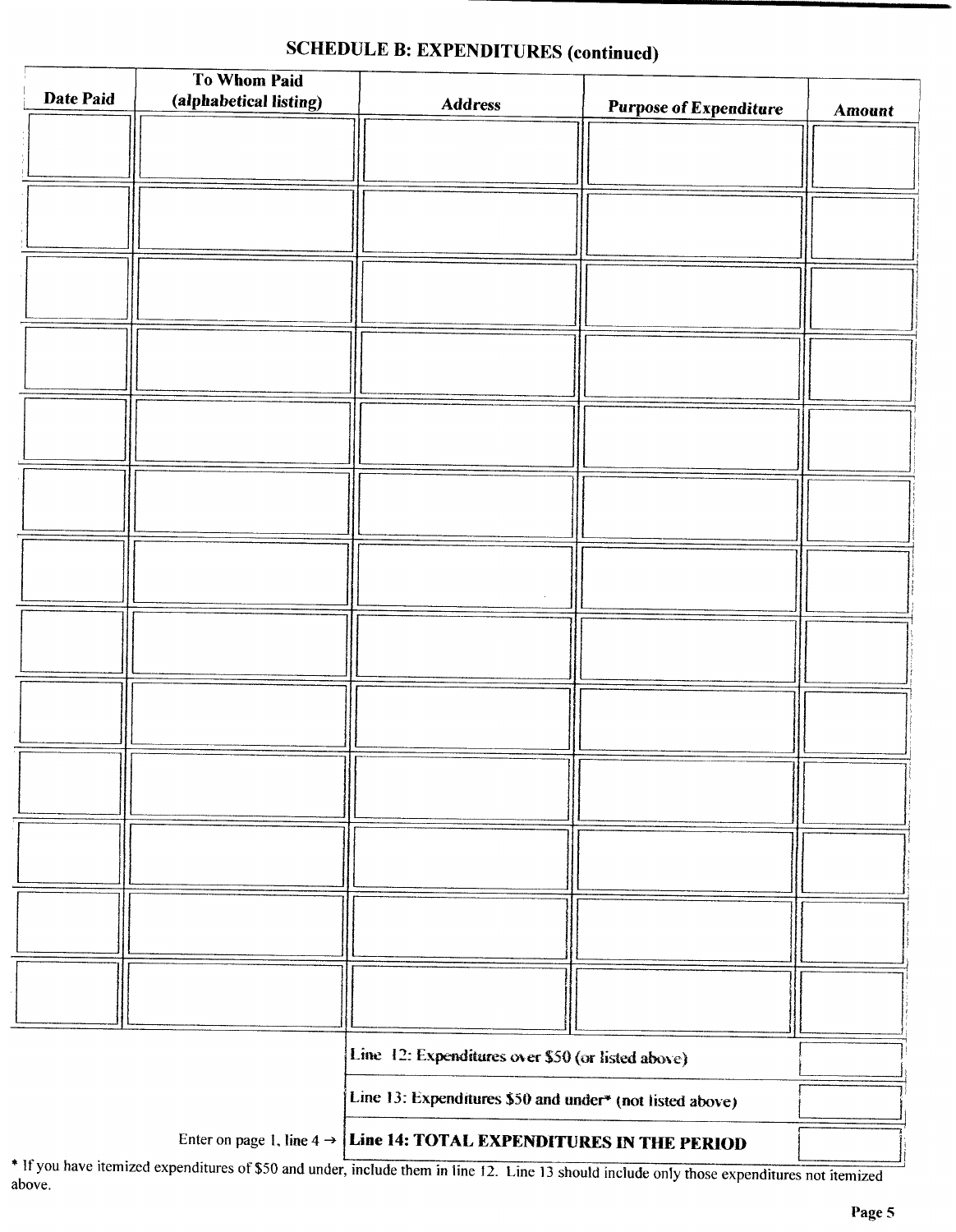## SCHEDULE B: EXPENDITURES (continued)

| Date Paid | To Whom Paid (alphabetical listing) | Address | Purpose of Expenditure | Amount |
|---|---|---|---|---|
| | | | | |
| | | | | |
| | | | | |
| | | | | |
| | | | | |
| | | | | |
| | | | | |
| | | | | |
| | | | | |
| | | | | |
| | | | | |
| | | | | |
| | | | | |

| | | |
|---|---|---|
| | Line 12: Expenditures over $50 (or listed above) | |
| | Line 13: Expenditures $50 and under* (not listed above) | |
| Enter on page 1, line 4 → | **Line 14: TOTAL EXPENDITURES IN THE PERIOD** | |

* If you have itemized expenditures of $50 and under, include them in line 12. Line 13 should include only those expenditures not itemized above.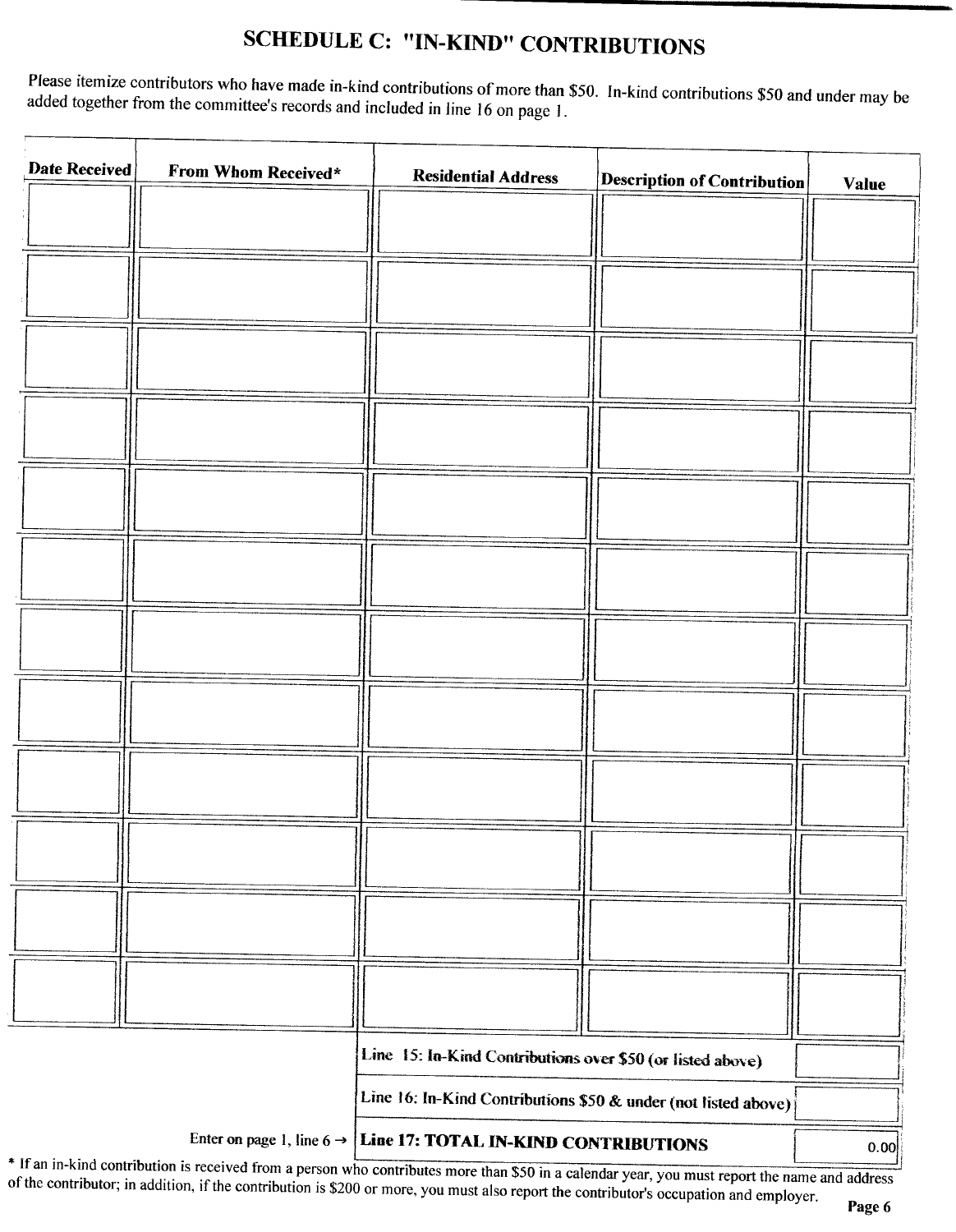# SCHEDULE C: "IN-KIND" CONTRIBUTIONS

Please itemize contributors who have made in-kind contributions of more than $50. In-kind contributions $50 and under may be added together from the committee's records and included in line 16 on page 1.

| Date Received | From Whom Received* | Residential Address | Description of Contribution | Value |
|---|---|---|---|---|
| | | | | |
| | | | | |
| | | | | |
| | | | | |
| | | | | |
| | | | | |
| | | | | |
| | | | | |
| | | | | |
| | | | | |
| | | | | |
| | | | | |
| | | Line 15: In-Kind Contributions over $50 (or listed above) | | |
| | | Line 16: In-Kind Contributions $50 & under (not listed above) | | |
| | Enter on page 1, line 6 → | **Line 17: TOTAL IN-KIND CONTRIBUTIONS** | | 0.00 |

* If an in-kind contribution is received from a person who contributes more than $50 in a calendar year, you must report the name and address of the contributor; in addition, if the contribution is $200 or more, you must also report the contributor's occupation and employer.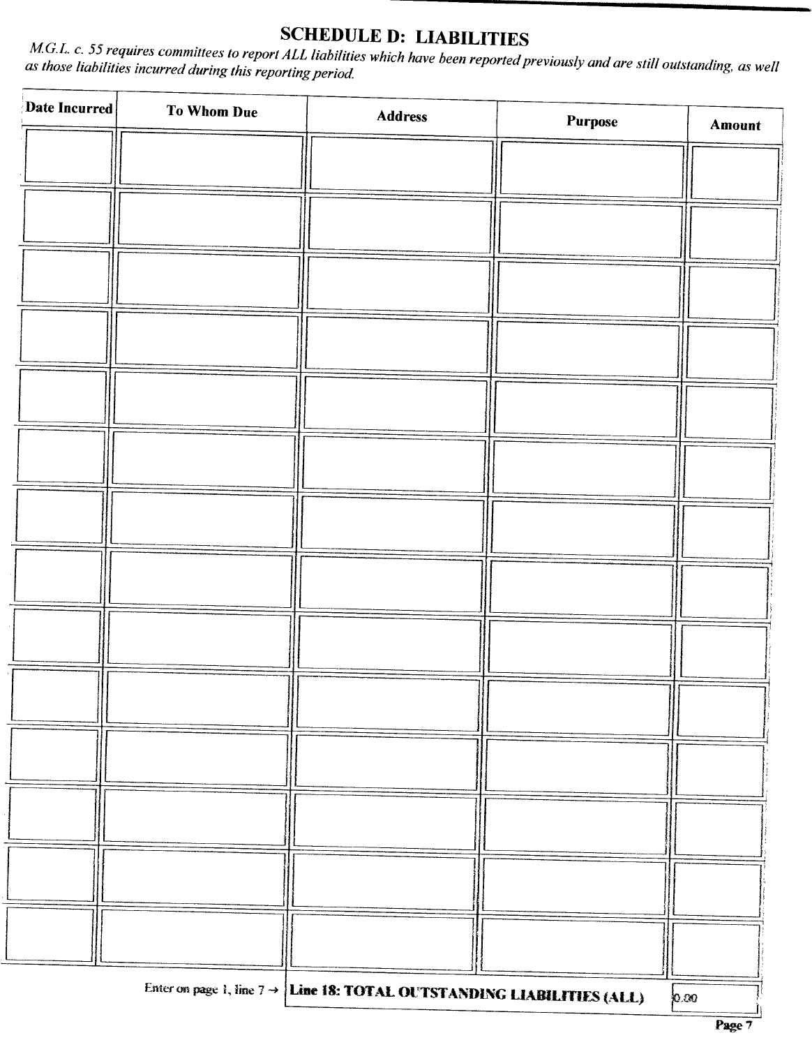## SCHEDULE D: LIABILITIES

*M.G.L. c. 55 requires committees to report ALL liabilities which have been reported previously and are still outstanding, as well as those liabilities incurred during this reporting period.*

| Date Incurred | To Whom Due | Address | Purpose | Amount |
|---|---|---|---|---|
| | | | | |
| | | | | |
| | | | | |
| | | | | |
| | | | | |
| | | | | |
| | | | | |
| | | | | |
| | | | | |
| | | | | |
| | | | | |
| | | | | |
| | | | | |
| | | | | |

Enter on page 1, line 7 → **Line 18: TOTAL OUTSTANDING LIABILITIES (ALL)** 0.00